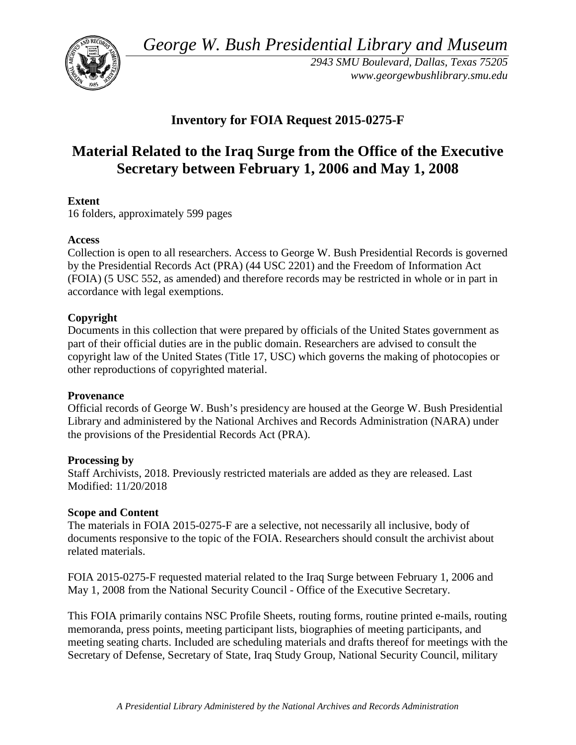*George W. Bush Presidential Library and Museum*

*2943 SMU Boulevard, Dallas, Texas 75205*
*www.georgewbushlibrary.smu.edu*

## Inventory for FOIA Request 2015-0275-F

# Material Related to the Iraq Surge from the Office of the Executive Secretary between February 1, 2006 and May 1, 2008

**Extent**
16 folders, approximately 599 pages

**Access**
Collection is open to all researchers. Access to George W. Bush Presidential Records is governed by the Presidential Records Act (PRA) (44 USC 2201) and the Freedom of Information Act (FOIA) (5 USC 552, as amended) and therefore records may be restricted in whole or in part in accordance with legal exemptions.

**Copyright**
Documents in this collection that were prepared by officials of the United States government as part of their official duties are in the public domain. Researchers are advised to consult the copyright law of the United States (Title 17, USC) which governs the making of photocopies or other reproductions of copyrighted material.

**Provenance**
Official records of George W. Bush's presidency are housed at the George W. Bush Presidential Library and administered by the National Archives and Records Administration (NARA) under the provisions of the Presidential Records Act (PRA).

**Processing by**
Staff Archivists, 2018. Previously restricted materials are added as they are released. Last Modified: 11/20/2018

**Scope and Content**
The materials in FOIA 2015-0275-F are a selective, not necessarily all inclusive, body of documents responsive to the topic of the FOIA. Researchers should consult the archivist about related materials.

FOIA 2015-0275-F requested material related to the Iraq Surge between February 1, 2006 and May 1, 2008 from the National Security Council - Office of the Executive Secretary.

This FOIA primarily contains NSC Profile Sheets, routing forms, routine printed e-mails, routing memoranda, press points, meeting participant lists, biographies of meeting participants, and meeting seating charts. Included are scheduling materials and drafts thereof for meetings with the Secretary of Defense, Secretary of State, Iraq Study Group, National Security Council, military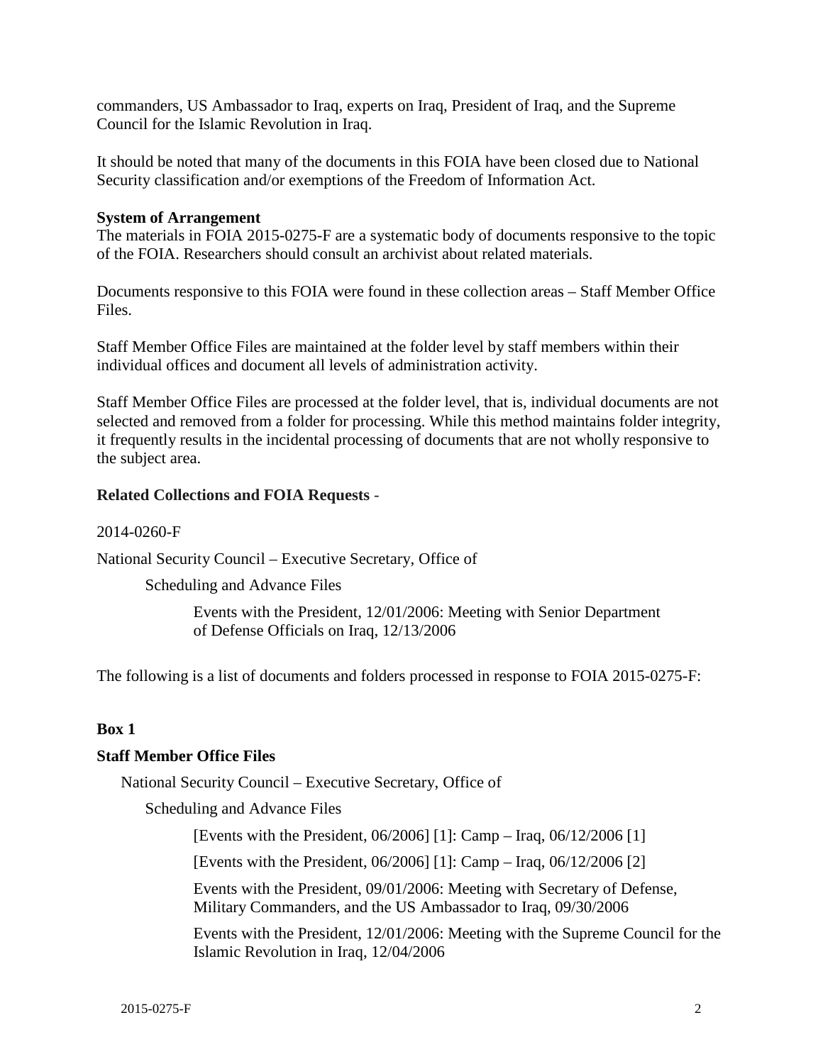commanders, US Ambassador to Iraq, experts on Iraq, President of Iraq, and the Supreme Council for the Islamic Revolution in Iraq.

It should be noted that many of the documents in this FOIA have been closed due to National Security classification and/or exemptions of the Freedom of Information Act.

**System of Arrangement**
The materials in FOIA 2015-0275-F are a systematic body of documents responsive to the topic of the FOIA. Researchers should consult an archivist about related materials.

Documents responsive to this FOIA were found in these collection areas – Staff Member Office Files.

Staff Member Office Files are maintained at the folder level by staff members within their individual offices and document all levels of administration activity.

Staff Member Office Files are processed at the folder level, that is, individual documents are not selected and removed from a folder for processing. While this method maintains folder integrity, it frequently results in the incidental processing of documents that are not wholly responsive to the subject area.

**Related Collections and FOIA Requests** -

2014-0260-F

National Security Council – Executive Secretary, Office of

Scheduling and Advance Files

Events with the President, 12/01/2006: Meeting with Senior Department of Defense Officials on Iraq, 12/13/2006

The following is a list of documents and folders processed in response to FOIA 2015-0275-F:

**Box 1**

**Staff Member Office Files**

National Security Council – Executive Secretary, Office of

Scheduling and Advance Files

[Events with the President, 06/2006] [1]: Camp – Iraq, 06/12/2006 [1]

[Events with the President, 06/2006] [1]: Camp – Iraq, 06/12/2006 [2]

Events with the President, 09/01/2006: Meeting with Secretary of Defense, Military Commanders, and the US Ambassador to Iraq, 09/30/2006

Events with the President, 12/01/2006: Meeting with the Supreme Council for the Islamic Revolution in Iraq, 12/04/2006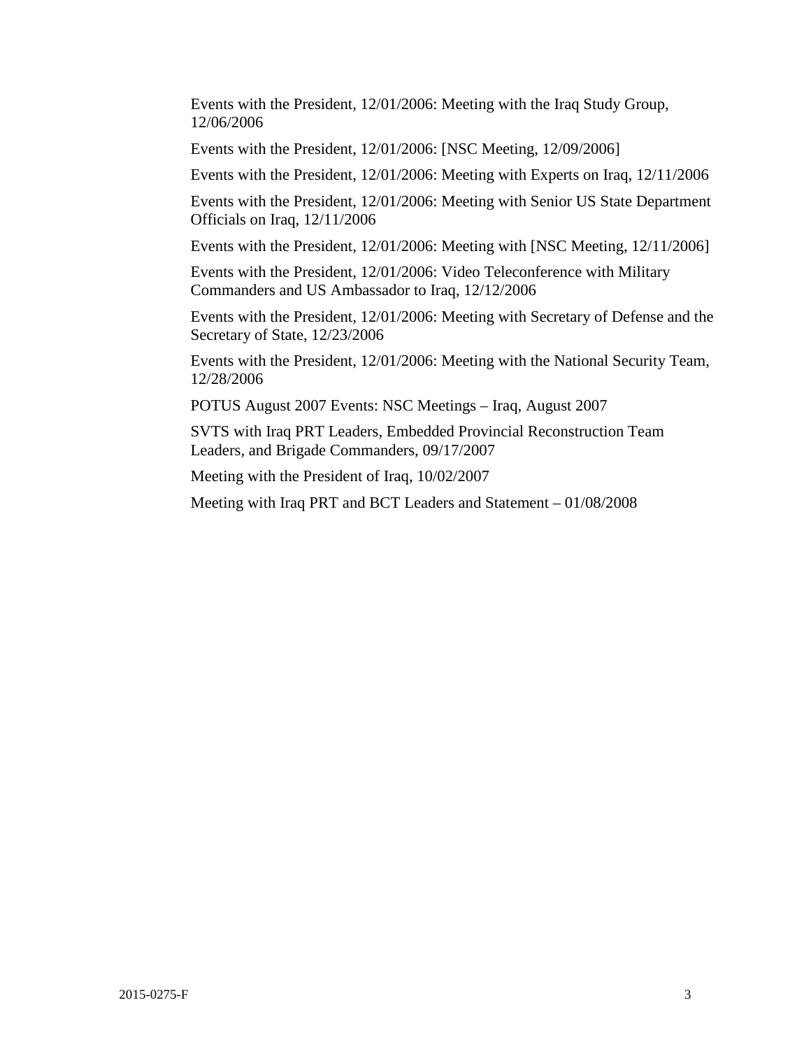Events with the President, 12/01/2006: Meeting with the Iraq Study Group, 12/06/2006

Events with the President, 12/01/2006: [NSC Meeting, 12/09/2006]

Events with the President, 12/01/2006: Meeting with Experts on Iraq, 12/11/2006

Events with the President, 12/01/2006: Meeting with Senior US State Department Officials on Iraq, 12/11/2006

Events with the President, 12/01/2006: Meeting with [NSC Meeting, 12/11/2006]

Events with the President, 12/01/2006: Video Teleconference with Military Commanders and US Ambassador to Iraq, 12/12/2006

Events with the President, 12/01/2006: Meeting with Secretary of Defense and the Secretary of State, 12/23/2006

Events with the President, 12/01/2006: Meeting with the National Security Team, 12/28/2006

POTUS August 2007 Events: NSC Meetings – Iraq, August 2007

SVTS with Iraq PRT Leaders, Embedded Provincial Reconstruction Team Leaders, and Brigade Commanders, 09/17/2007

Meeting with the President of Iraq, 10/02/2007

Meeting with Iraq PRT and BCT Leaders and Statement – 01/08/2008